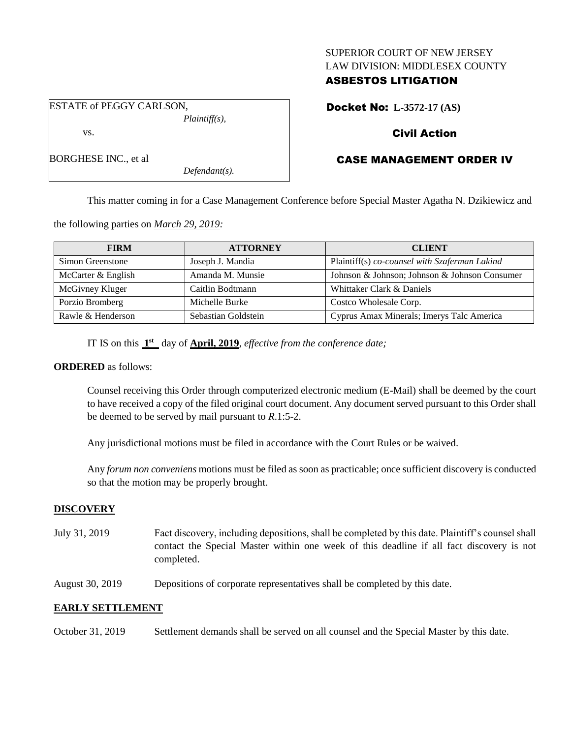SUPERIOR COURT OF NEW JERSEY
LAW DIVISION: MIDDLESEX COUNTY
**ASBESTOS LITIGATION**

ESTATE of PEGGY CARLSON,
*Plaintiff(s),*

vs.

BORGHESE INC., et al
*Defendant(s).*

**Docket No: L-3572-17 (AS)**

**Civil Action**

**CASE MANAGEMENT ORDER IV**

This matter coming in for a Case Management Conference before Special Master Agatha N. Dzikiewicz and the following parties on *March 29, 2019:*

| FIRM | ATTORNEY | CLIENT |
|---|---|---|
| Simon Greenstone | Joseph J. Mandia | Plaintiff(s) *co-counsel with Szaferman Lakind* |
| McCarter & English | Amanda M. Munsie | Johnson & Johnson; Johnson & Johnson Consumer |
| McGivney Kluger | Caitlin Bodtmann | Whittaker Clark & Daniels |
| Porzio Bromberg | Michelle Burke | Costco Wholesale Corp. |
| Rawle & Henderson | Sebastian Goldstein | Cyprus Amax Minerals; Imerys Talc America |

IT IS on this **1st** day of **April, 2019**, *effective from the conference date;*

**ORDERED** as follows:

Counsel receiving this Order through computerized electronic medium (E-Mail) shall be deemed by the court to have received a copy of the filed original court document. Any document served pursuant to this Order shall be deemed to be served by mail pursuant to *R*.1:5-2.

Any jurisdictional motions must be filed in accordance with the Court Rules or be waived.

Any *forum non conveniens* motions must be filed as soon as practicable; once sufficient discovery is conducted so that the motion may be properly brought.

## DISCOVERY

July 31, 2019 — Fact discovery, including depositions, shall be completed by this date. Plaintiff's counsel shall contact the Special Master within one week of this deadline if all fact discovery is not completed.

August 30, 2019 — Depositions of corporate representatives shall be completed by this date.

## EARLY SETTLEMENT

October 31, 2019 — Settlement demands shall be served on all counsel and the Special Master by this date.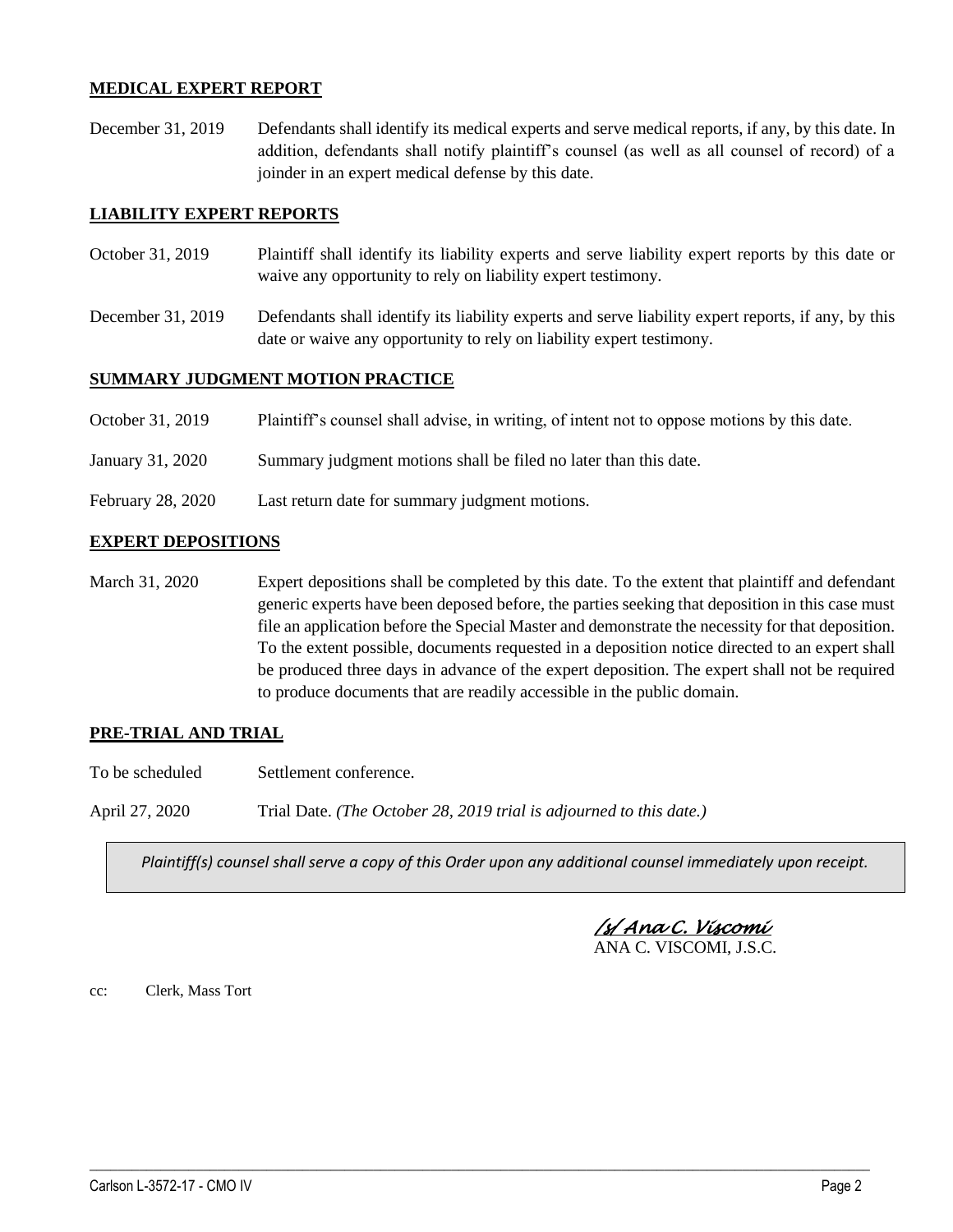**MEDICAL EXPERT REPORT**

| | |
|---|---|
| December 31, 2019 | Defendants shall identify its medical experts and serve medical reports, if any, by this date. In addition, defendants shall notify plaintiff's counsel (as well as all counsel of record) of a joinder in an expert medical defense by this date. |

**LIABILITY EXPERT REPORTS**

| | |
|---|---|
| October 31, 2019 | Plaintiff shall identify its liability experts and serve liability expert reports by this date or waive any opportunity to rely on liability expert testimony. |
| December 31, 2019 | Defendants shall identify its liability experts and serve liability expert reports, if any, by this date or waive any opportunity to rely on liability expert testimony. |

**SUMMARY JUDGMENT MOTION PRACTICE**

| | |
|---|---|
| October 31, 2019 | Plaintiff's counsel shall advise, in writing, of intent not to oppose motions by this date. |
| January 31, 2020 | Summary judgment motions shall be filed no later than this date. |
| February 28, 2020 | Last return date for summary judgment motions. |

**EXPERT DEPOSITIONS**

| | |
|---|---|
| March 31, 2020 | Expert depositions shall be completed by this date. To the extent that plaintiff and defendant generic experts have been deposed before, the parties seeking that deposition in this case must file an application before the Special Master and demonstrate the necessity for that deposition. To the extent possible, documents requested in a deposition notice directed to an expert shall be produced three days in advance of the expert deposition. The expert shall not be required to produce documents that are readily accessible in the public domain. |

**PRE-TRIAL AND TRIAL**

| | |
|---|---|
| To be scheduled | Settlement conference. |
| April 27, 2020 | Trial Date. *(The October 28, 2019 trial is adjourned to this date.)* |

*Plaintiff(s) counsel shall serve a copy of this Order upon any additional counsel immediately upon receipt.*

*/s/ Ana C. Viscomi*
ANA C. VISCOMI, J.S.C.

cc: Clerk, Mass Tort